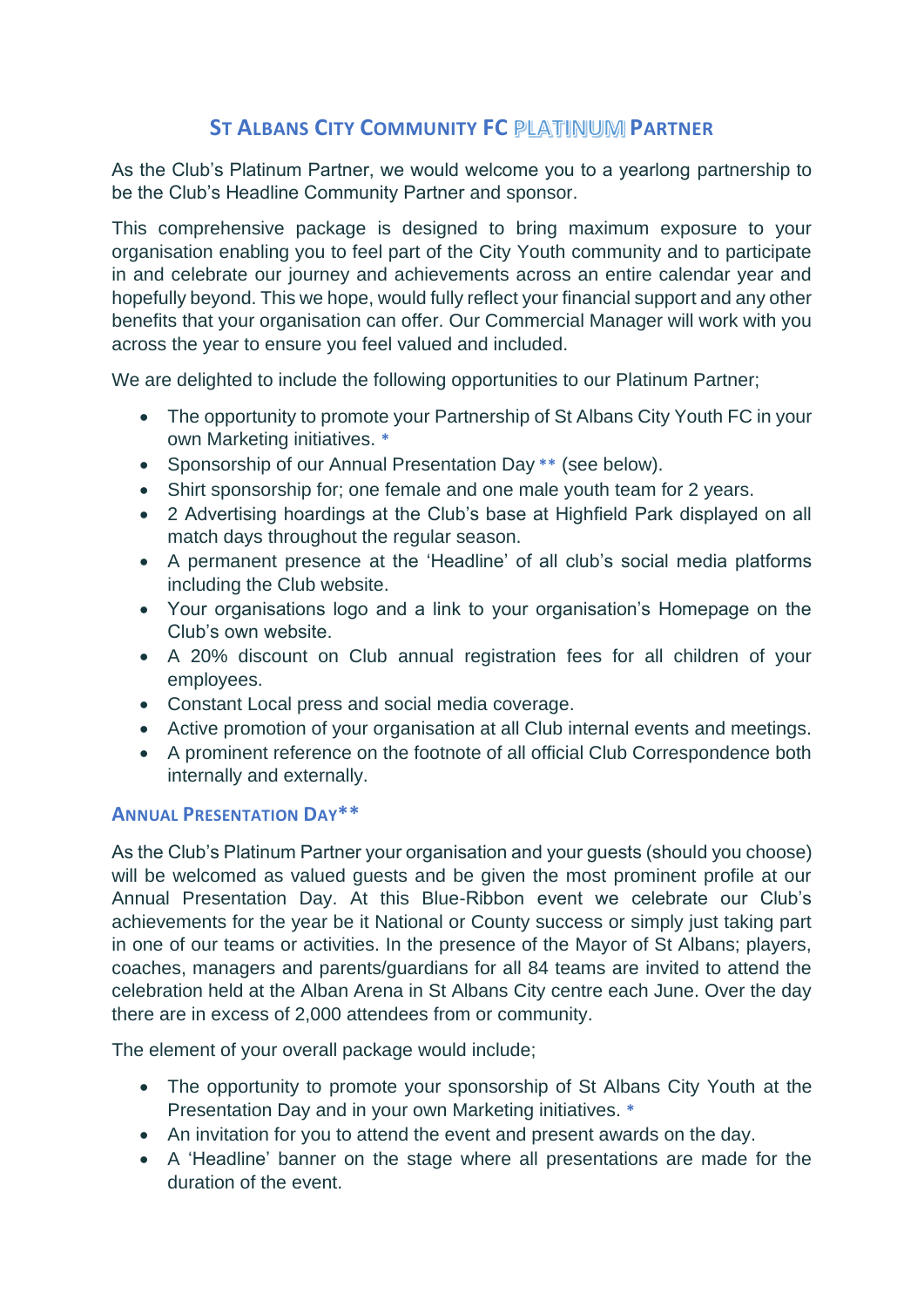# St Albans City Community FC PLATINUM Partner

As the Club's Platinum Partner, we would welcome you to a yearlong partnership to be the Club's Headline Community Partner and sponsor.

This comprehensive package is designed to bring maximum exposure to your organisation enabling you to feel part of the City Youth community and to participate in and celebrate our journey and achievements across an entire calendar year and hopefully beyond. This we hope, would fully reflect your financial support and any other benefits that your organisation can offer. Our Commercial Manager will work with you across the year to ensure you feel valued and included.

We are delighted to include the following opportunities to our Platinum Partner;

- The opportunity to promote your Partnership of St Albans City Youth FC in your own Marketing initiatives. *
- Sponsorship of our Annual Presentation Day ** (see below).
- Shirt sponsorship for; one female and one male youth team for 2 years.
- 2 Advertising hoardings at the Club's base at Highfield Park displayed on all match days throughout the regular season.
- A permanent presence at the 'Headline' of all club's social media platforms including the Club website.
- Your organisations logo and a link to your organisation's Homepage on the Club's own website.
- A 20% discount on Club annual registration fees for all children of your employees.
- Constant Local press and social media coverage.
- Active promotion of your organisation at all Club internal events and meetings.
- A prominent reference on the footnote of all official Club Correspondence both internally and externally.

## Annual Presentation Day**

As the Club's Platinum Partner your organisation and your guests (should you choose) will be welcomed as valued guests and be given the most prominent profile at our Annual Presentation Day. At this Blue-Ribbon event we celebrate our Club's achievements for the year be it National or County success or simply just taking part in one of our teams or activities. In the presence of the Mayor of St Albans; players, coaches, managers and parents/guardians for all 84 teams are invited to attend the celebration held at the Alban Arena in St Albans City centre each June. Over the day there are in excess of 2,000 attendees from or community.

The element of your overall package would include;

- The opportunity to promote your sponsorship of St Albans City Youth at the Presentation Day and in your own Marketing initiatives. *
- An invitation for you to attend the event and present awards on the day.
- A 'Headline' banner on the stage where all presentations are made for the duration of the event.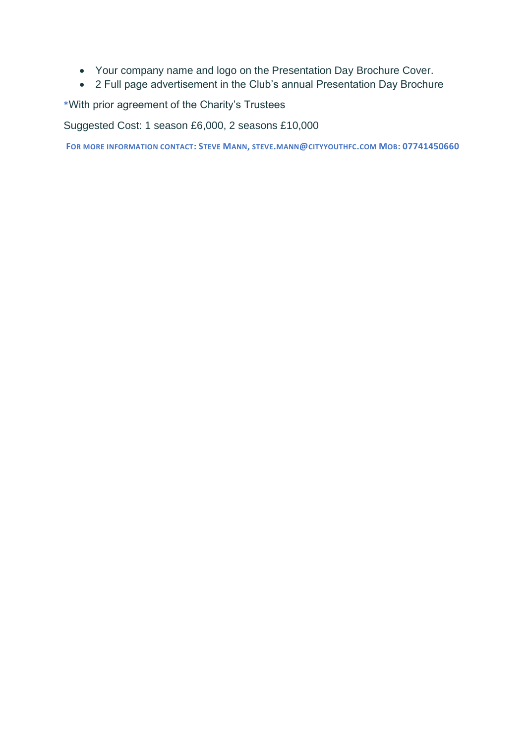- Your company name and logo on the Presentation Day Brochure Cover.
- 2 Full page advertisement in the Club's annual Presentation Day Brochure

*With prior agreement of the Charity's Trustees

Suggested Cost: 1 season £6,000, 2 seasons £10,000

**FOR MORE INFORMATION CONTACT: STEVE MANN, STEVE.MANN@CITYYOUTHFC.COM MOB: 07741450660**